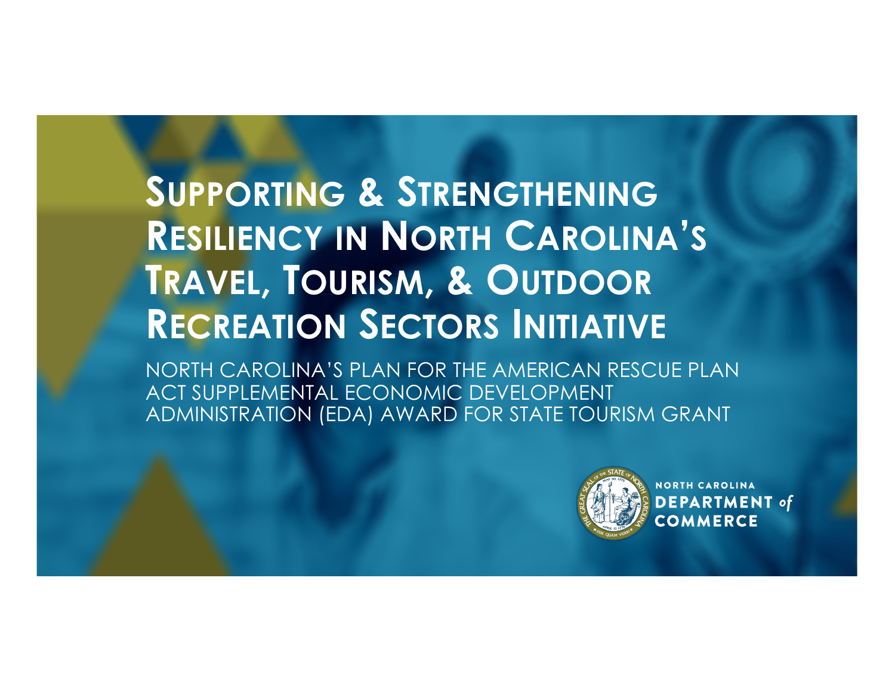# Supporting & Strengthening Resiliency in North Carolina's Travel, Tourism, & Outdoor Recreation Sectors Initiative

NORTH CAROLINA'S PLAN FOR THE AMERICAN RESCUE PLAN ACT SUPPLEMENTAL ECONOMIC DEVELOPMENT ADMINISTRATION (EDA) AWARD FOR STATE TOURISM GRANT

NORTH CAROLINA DEPARTMENT of COMMERCE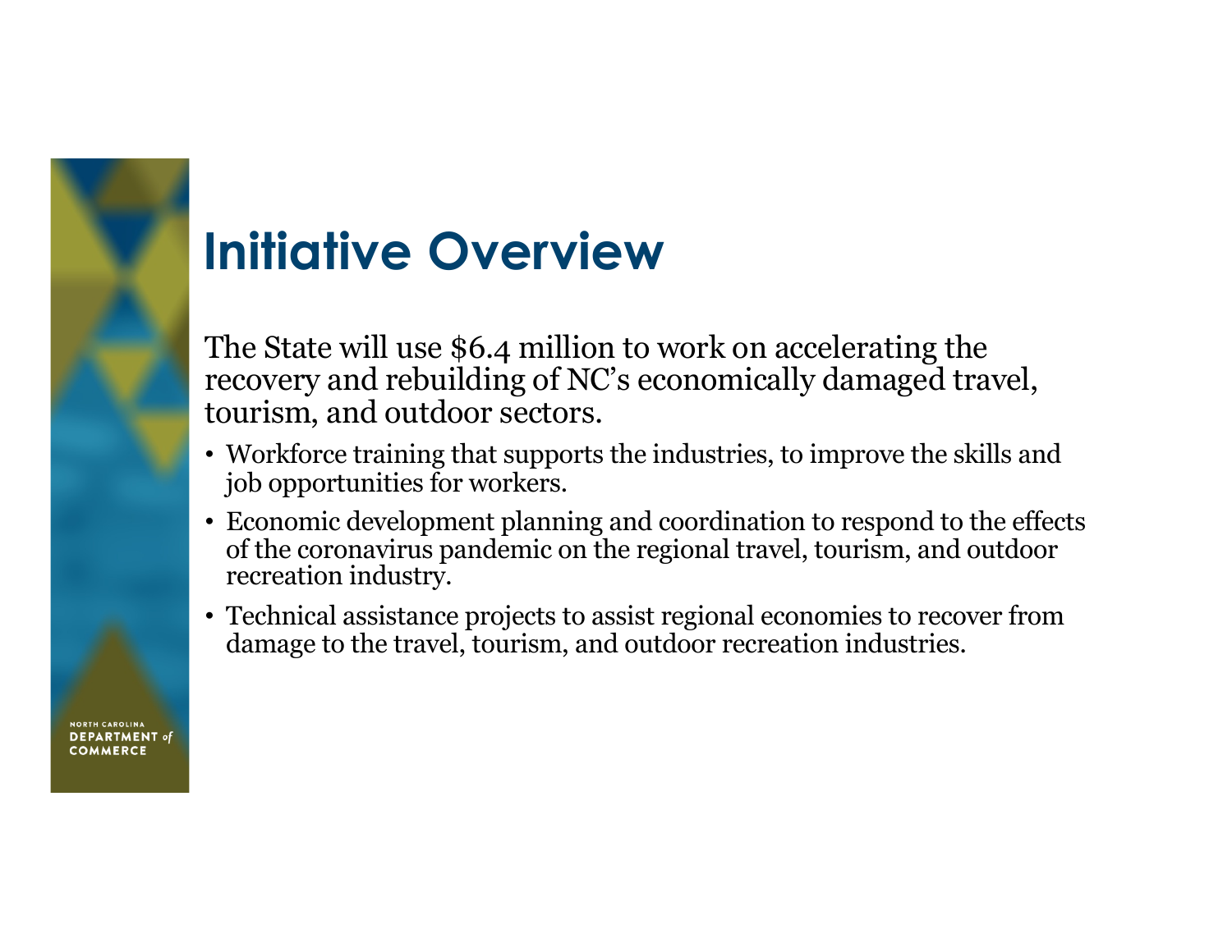# Initiative Overview

The State will use $6.4 million to work on accelerating the recovery and rebuilding of NC's economically damaged travel, tourism, and outdoor sectors.

- Workforce training that supports the industries, to improve the skills and job opportunities for workers.
- Economic development planning and coordination to respond to the effects of the coronavirus pandemic on the regional travel, tourism, and outdoor recreation industry.
- Technical assistance projects to assist regional economies to recover from damage to the travel, tourism, and outdoor recreation industries.

NORTH CAROLINA DEPARTMENT of COMMERCE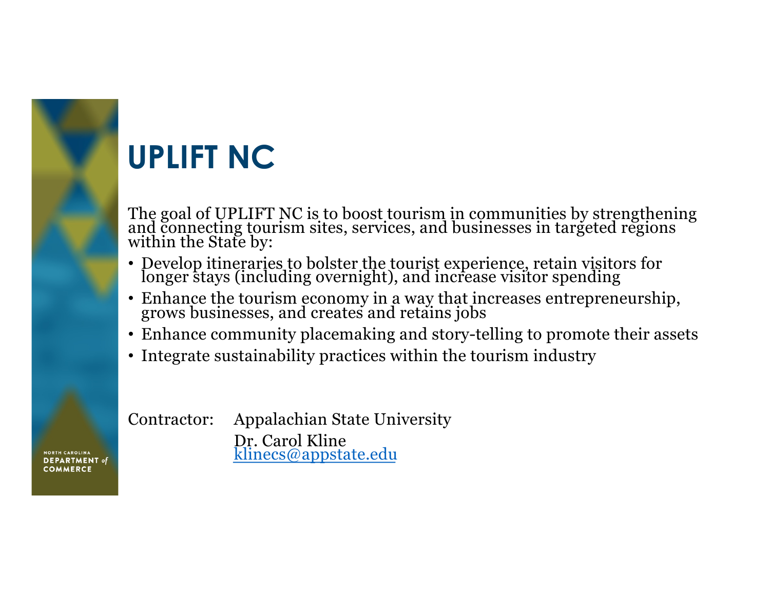# UPLIFT NC

The goal of UPLIFT NC is to boost tourism in communities by strengthening and connecting tourism sites, services, and businesses in targeted regions within the State by:

- Develop itineraries to bolster the tourist experience, retain visitors for longer stays (including overnight), and increase visitor spending
- Enhance the tourism economy in a way that increases entrepreneurship, grows businesses, and creates and retains jobs
- Enhance community placemaking and story-telling to promote their assets
- Integrate sustainability practices within the tourism industry

Contractor: Appalachian State University
Dr. Carol Kline
klinecs@appstate.edu

NORTH CAROLINA DEPARTMENT of COMMERCE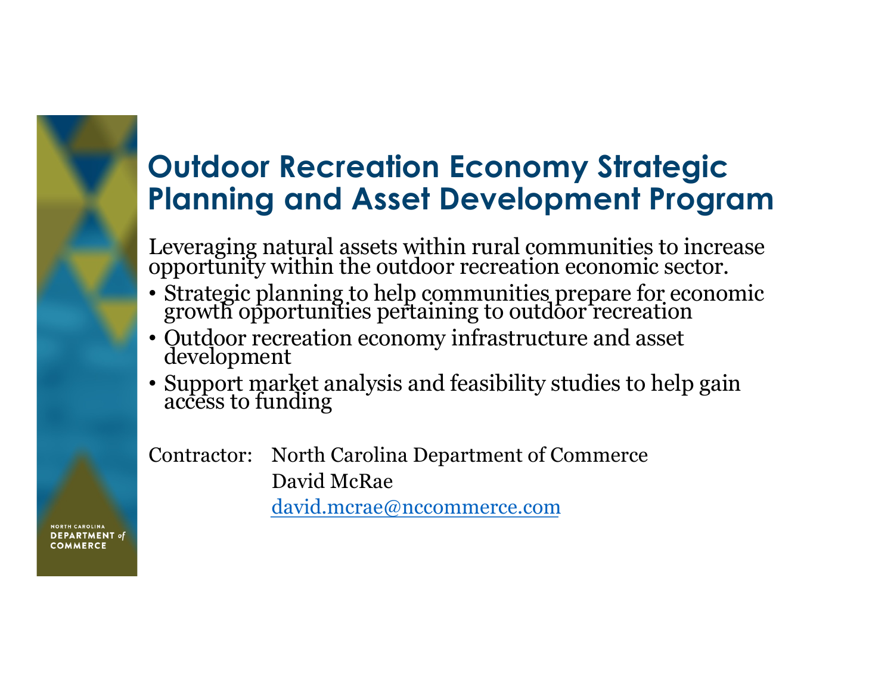# Outdoor Recreation Economy Strategic Planning and Asset Development Program

Leveraging natural assets within rural communities to increase opportunity within the outdoor recreation economic sector.

- Strategic planning to help communities prepare for economic growth opportunities pertaining to outdoor recreation
- Outdoor recreation economy infrastructure and asset development
- Support market analysis and feasibility studies to help gain access to funding

Contractor: North Carolina Department of Commerce
David McRae
david.mcrae@nccommerce.com

NORTH CAROLINA DEPARTMENT of COMMERCE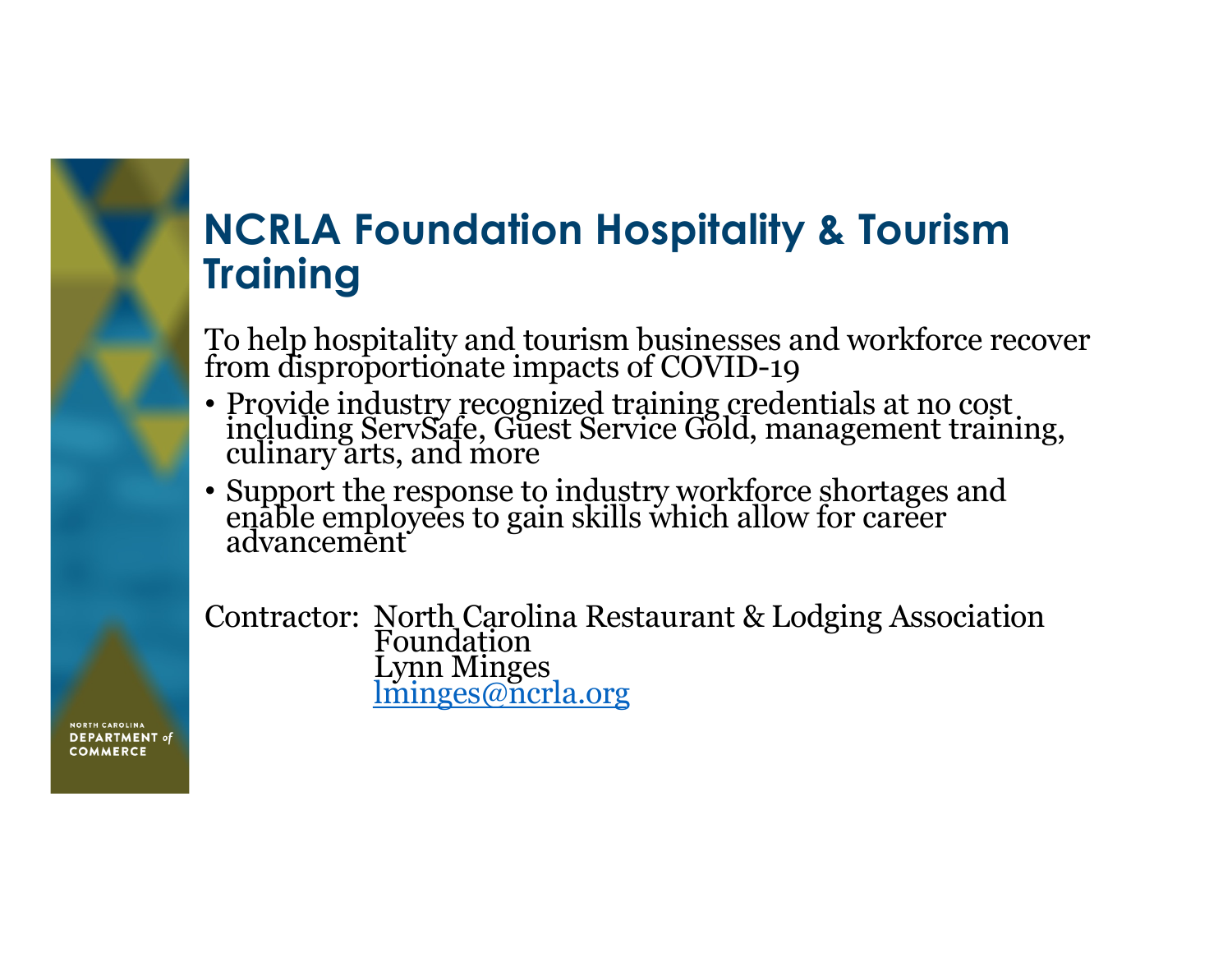## NCRLA Foundation Hospitality & Tourism Training

To help hospitality and tourism businesses and workforce recover from disproportionate impacts of COVID-19

- Provide industry recognized training credentials at no cost including ServSafe, Guest Service Gold, management training, culinary arts, and more
- Support the response to industry workforce shortages and enable employees to gain skills which allow for career advancement

Contractor: North Carolina Restaurant & Lodging Association Foundation
Lynn Minges
lminges@ncrla.org

NORTH CAROLINA DEPARTMENT of COMMERCE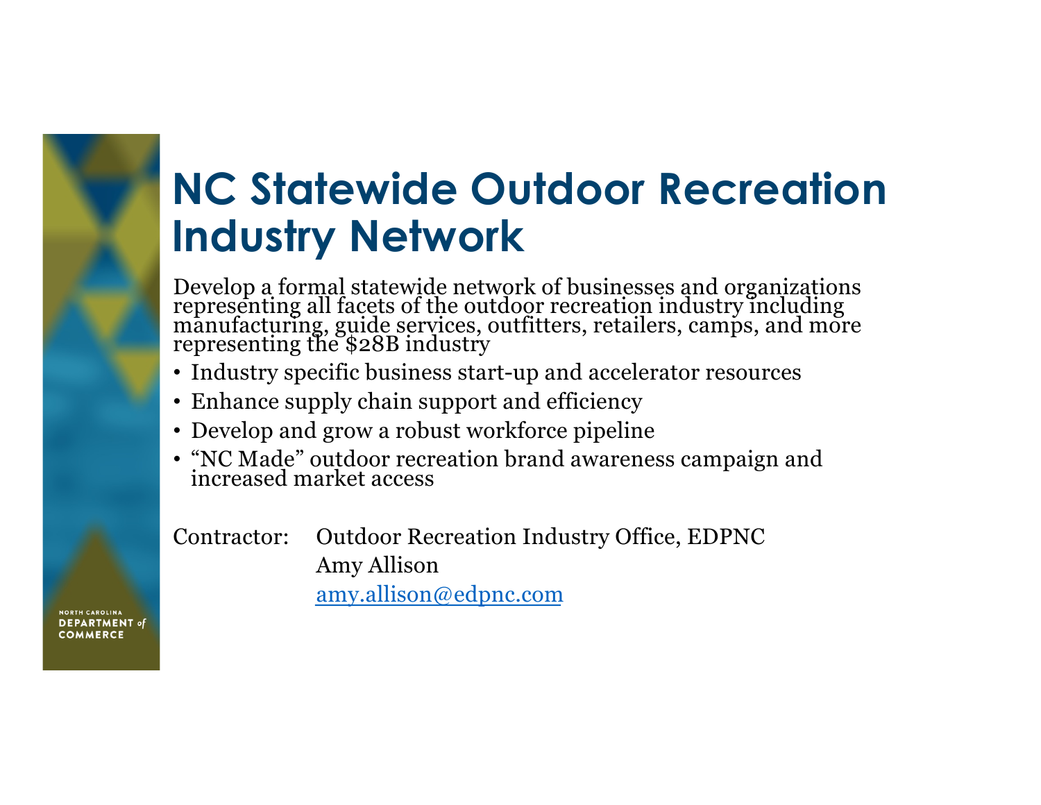# NC Statewide Outdoor Recreation Industry Network

Develop a formal statewide network of businesses and organizations representing all facets of the outdoor recreation industry including manufacturing, guide services, outfitters, retailers, camps, and more representing the $28B industry

- Industry specific business start-up and accelerator resources
- Enhance supply chain support and efficiency
- Develop and grow a robust workforce pipeline
- “NC Made” outdoor recreation brand awareness campaign and increased market access

Contractor: Outdoor Recreation Industry Office, EDPNC
Amy Allison
amy.allison@edpnc.com

NORTH CAROLINA DEPARTMENT of COMMERCE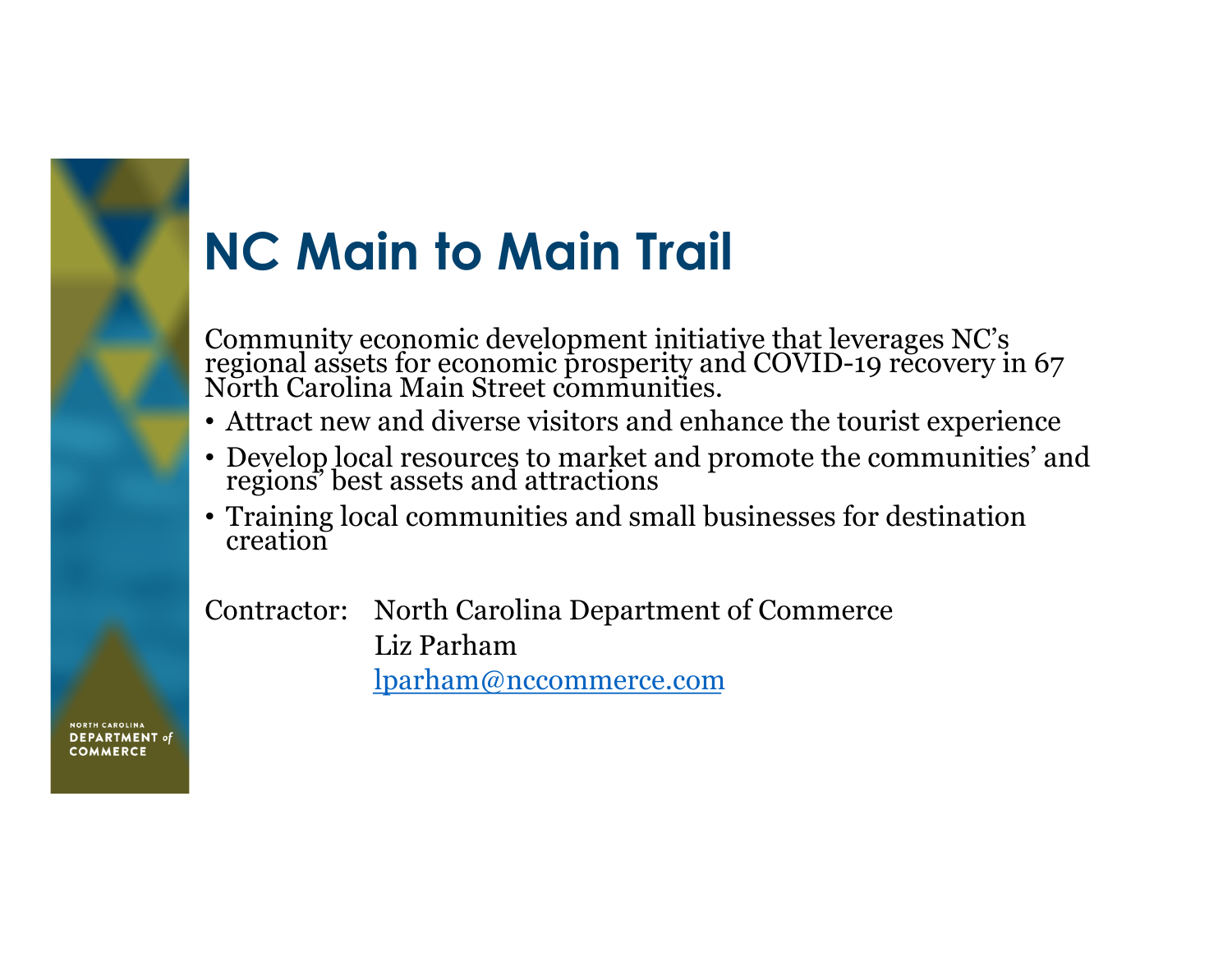# NC Main to Main Trail

Community economic development initiative that leverages NC's regional assets for economic prosperity and COVID-19 recovery in 67 North Carolina Main Street communities.

- Attract new and diverse visitors and enhance the tourist experience
- Develop local resources to market and promote the communities' and regions' best assets and attractions
- Training local communities and small businesses for destination creation

Contractor: North Carolina Department of Commerce
Liz Parham
lparham@nccommerce.com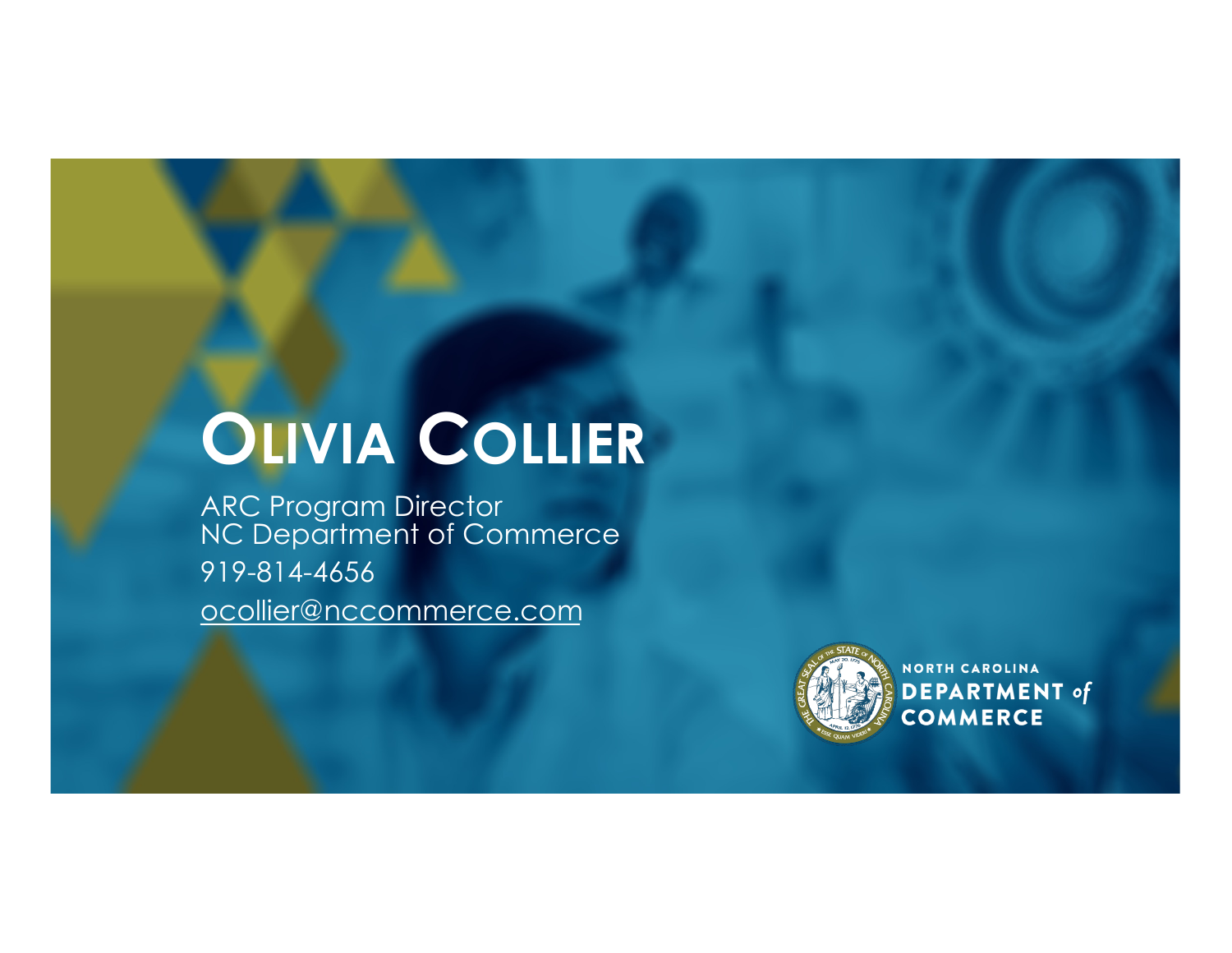# Olivia Collier

ARC Program Director
NC Department of Commerce

919-814-4656

ocollier@nccommerce.com

NORTH CAROLINA
DEPARTMENT of
COMMERCE